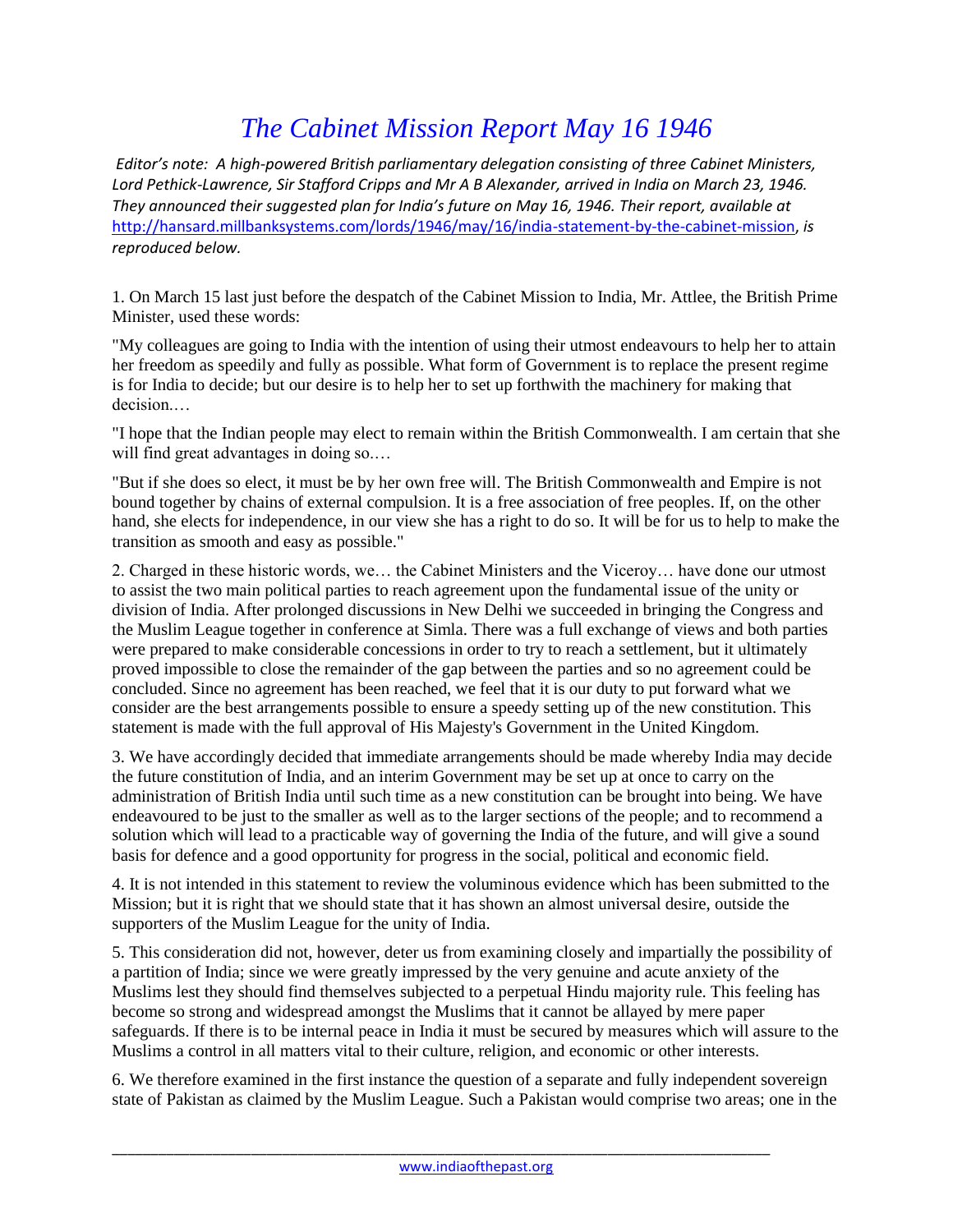# *The Cabinet Mission Report May 16 1946*

*Editor's note: A high-powered British parliamentary delegation consisting of three Cabinet Ministers, Lord Pethick-Lawrence, Sir Stafford Cripps and Mr A B Alexander, arrived in India on March 23, 1946. They announced their suggested plan for India's future on May 16, 1946. Their report, available at* http://hansard.millbanksystems.com/lords/1946/may/16/india-statement-by-the-cabinet-mission, *is reproduced below.*

1. On March 15 last just before the despatch of the Cabinet Mission to India, Mr. Attlee, the British Prime Minister, used these words:

"My colleagues are going to India with the intention of using their utmost endeavours to help her to attain her freedom as speedily and fully as possible. What form of Government is to replace the present regime is for India to decide; but our desire is to help her to set up forthwith the machinery for making that decision.…

"I hope that the Indian people may elect to remain within the British Commonwealth. I am certain that she will find great advantages in doing so.…

"But if she does so elect, it must be by her own free will. The British Commonwealth and Empire is not bound together by chains of external compulsion. It is a free association of free peoples. If, on the other hand, she elects for independence, in our view she has a right to do so. It will be for us to help to make the transition as smooth and easy as possible."

2. Charged in these historic words, we… the Cabinet Ministers and the Viceroy… have done our utmost to assist the two main political parties to reach agreement upon the fundamental issue of the unity or division of India. After prolonged discussions in New Delhi we succeeded in bringing the Congress and the Muslim League together in conference at Simla. There was a full exchange of views and both parties were prepared to make considerable concessions in order to try to reach a settlement, but it ultimately proved impossible to close the remainder of the gap between the parties and so no agreement could be concluded. Since no agreement has been reached, we feel that it is our duty to put forward what we consider are the best arrangements possible to ensure a speedy setting up of the new constitution. This statement is made with the full approval of His Majesty's Government in the United Kingdom.

3. We have accordingly decided that immediate arrangements should be made whereby India may decide the future constitution of India, and an interim Government may be set up at once to carry on the administration of British India until such time as a new constitution can be brought into being. We have endeavoured to be just to the smaller as well as to the larger sections of the people; and to recommend a solution which will lead to a practicable way of governing the India of the future, and will give a sound basis for defence and a good opportunity for progress in the social, political and economic field.

4. It is not intended in this statement to review the voluminous evidence which has been submitted to the Mission; but it is right that we should state that it has shown an almost universal desire, outside the supporters of the Muslim League for the unity of India.

5. This consideration did not, however, deter us from examining closely and impartially the possibility of a partition of India; since we were greatly impressed by the very genuine and acute anxiety of the Muslims lest they should find themselves subjected to a perpetual Hindu majority rule. This feeling has become so strong and widespread amongst the Muslims that it cannot be allayed by mere paper safeguards. If there is to be internal peace in India it must be secured by measures which will assure to the Muslims a control in all matters vital to their culture, religion, and economic or other interests.

6. We therefore examined in the first instance the question of a separate and fully independent sovereign state of Pakistan as claimed by the Muslim League. Such a Pakistan would comprise two areas; one in the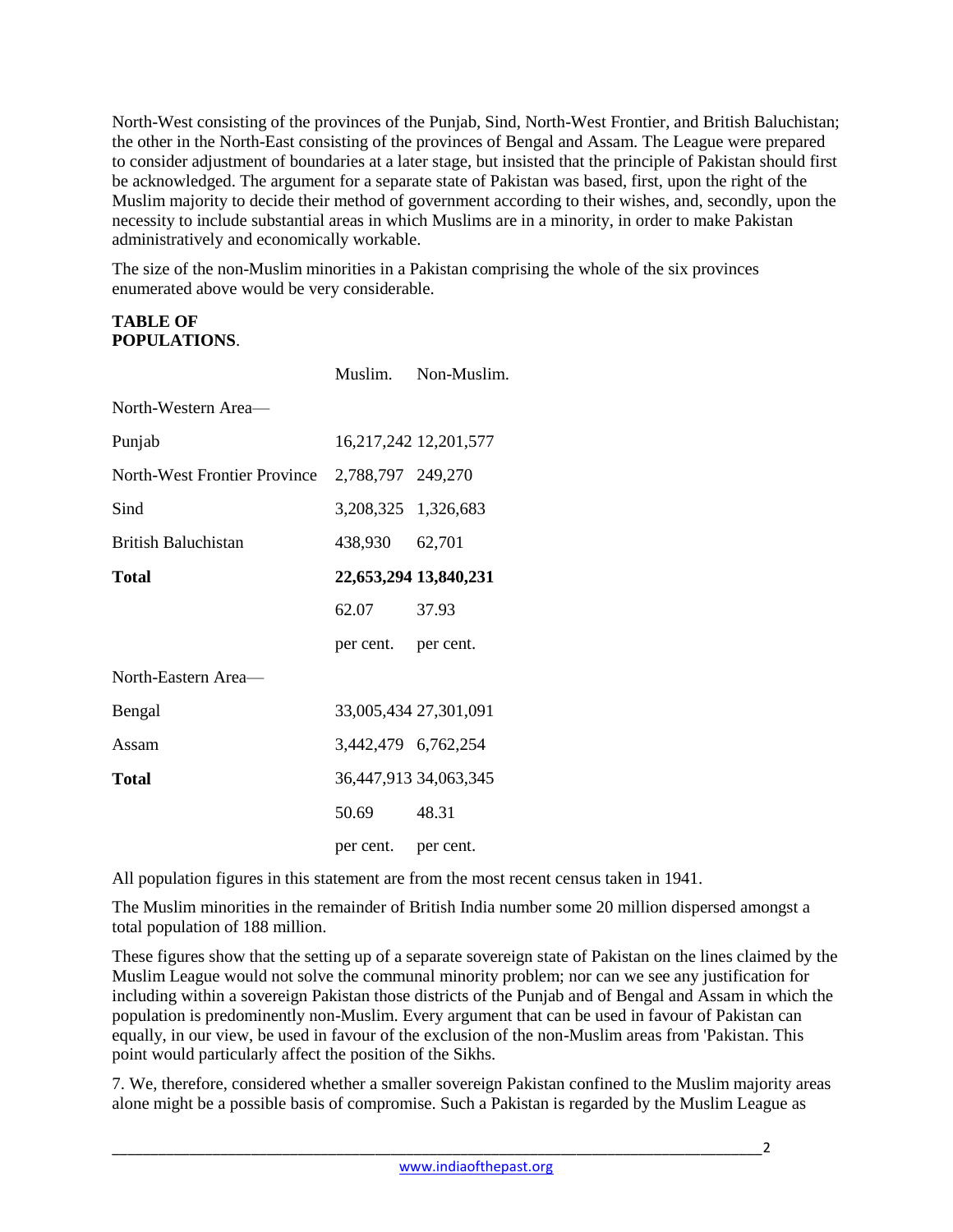North-West consisting of the provinces of the Punjab, Sind, North-West Frontier, and British Baluchistan; the other in the North-East consisting of the provinces of Bengal and Assam. The League were prepared to consider adjustment of boundaries at a later stage, but insisted that the principle of Pakistan should first be acknowledged. The argument for a separate state of Pakistan was based, first, upon the right of the Muslim majority to decide their method of government according to their wishes, and, secondly, upon the necessity to include substantial areas in which Muslims are in a minority, in order to make Pakistan administratively and economically workable.

The size of the non-Muslim minorities in a Pakistan comprising the whole of the six provinces enumerated above would be very considerable.

**TABLE OF POPULATIONS**.

| | Muslim. | Non-Muslim. |
|---|---|---|
| North-Western Area— | | |
| Punjab | 16,217,242 | 12,201,577 |
| North-West Frontier Province | 2,788,797 | 249,270 |
| Sind | 3,208,325 | 1,326,683 |
| British Baluchistan | 438,930 | 62,701 |
| **Total** | **22,653,294** | **13,840,231** |
| | 62.07 per cent. | 37.93 per cent. |
| North-Eastern Area— | | |
| Bengal | 33,005,434 | 27,301,091 |
| Assam | 3,442,479 | 6,762,254 |
| **Total** | 36,447,913 | 34,063,345 |
| | 50.69 per cent. | 48.31 per cent. |

All population figures in this statement are from the most recent census taken in 1941.

The Muslim minorities in the remainder of British India number some 20 million dispersed amongst a total population of 188 million.

These figures show that the setting up of a separate sovereign state of Pakistan on the lines claimed by the Muslim League would not solve the communal minority problem; nor can we see any justification for including within a sovereign Pakistan those districts of the Punjab and of Bengal and Assam in which the population is predominently non-Muslim. Every argument that can be used in favour of Pakistan can equally, in our view, be used in favour of the exclusion of the non-Muslim areas from 'Pakistan. This point would particularly affect the position of the Sikhs.

7. We, therefore, considered whether a smaller sovereign Pakistan confined to the Muslim majority areas alone might be a possible basis of compromise. Such a Pakistan is regarded by the Muslim League as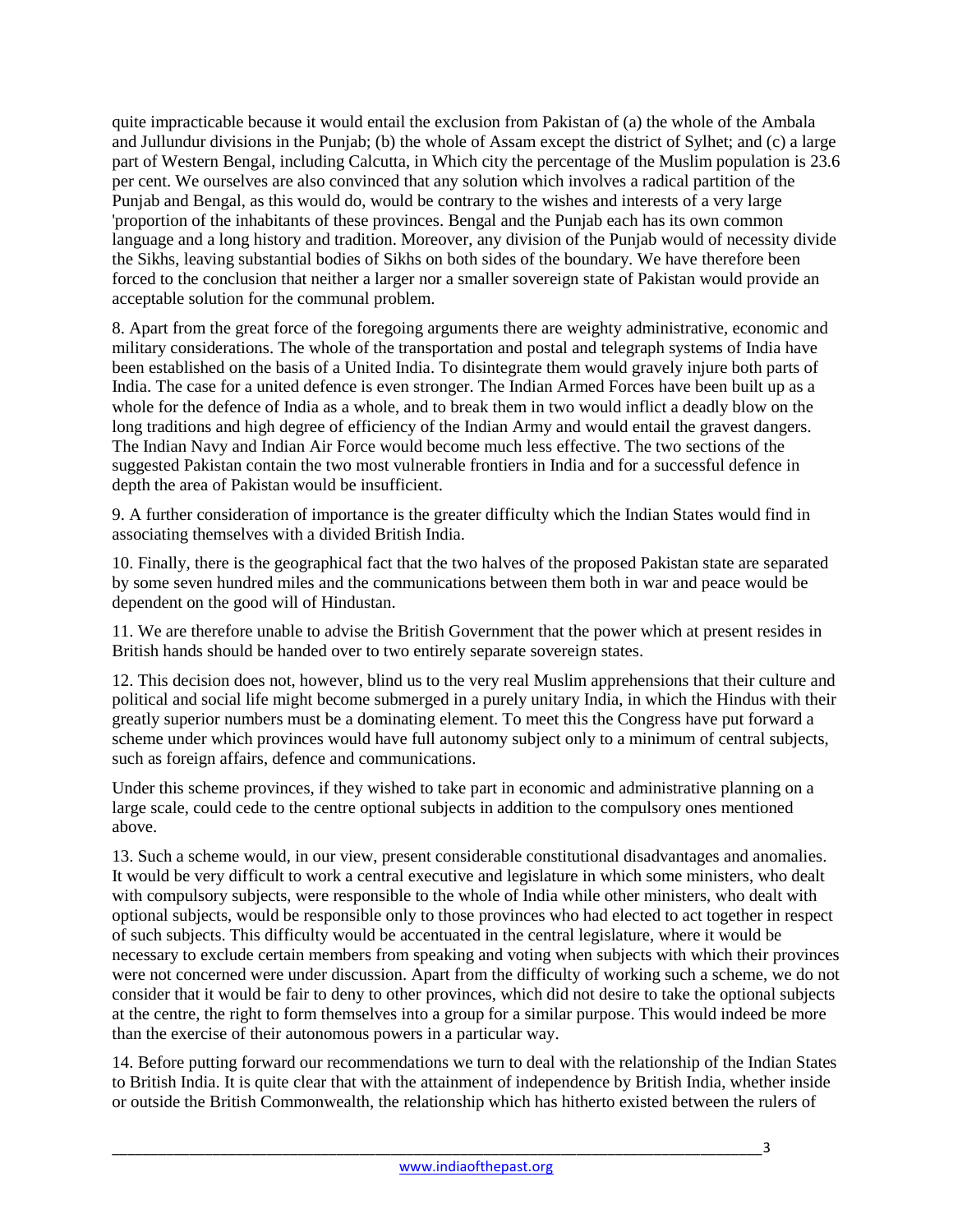quite impracticable because it would entail the exclusion from Pakistan of (a) the whole of the Ambala and Jullundur divisions in the Punjab; (b) the whole of Assam except the district of Sylhet; and (c) a large part of Western Bengal, including Calcutta, in Which city the percentage of the Muslim population is 23.6 per cent. We ourselves are also convinced that any solution which involves a radical partition of the Punjab and Bengal, as this would do, would be contrary to the wishes and interests of a very large 'proportion of the inhabitants of these provinces. Bengal and the Punjab each has its own common language and a long history and tradition. Moreover, any division of the Punjab would of necessity divide the Sikhs, leaving substantial bodies of Sikhs on both sides of the boundary. We have therefore been forced to the conclusion that neither a larger nor a smaller sovereign state of Pakistan would provide an acceptable solution for the communal problem.

8. Apart from the great force of the foregoing arguments there are weighty administrative, economic and military considerations. The whole of the transportation and postal and telegraph systems of India have been established on the basis of a United India. To disintegrate them would gravely injure both parts of India. The case for a united defence is even stronger. The Indian Armed Forces have been built up as a whole for the defence of India as a whole, and to break them in two would inflict a deadly blow on the long traditions and high degree of efficiency of the Indian Army and would entail the gravest dangers. The Indian Navy and Indian Air Force would become much less effective. The two sections of the suggested Pakistan contain the two most vulnerable frontiers in India and for a successful defence in depth the area of Pakistan would be insufficient.

9. A further consideration of importance is the greater difficulty which the Indian States would find in associating themselves with a divided British India.

10. Finally, there is the geographical fact that the two halves of the proposed Pakistan state are separated by some seven hundred miles and the communications between them both in war and peace would be dependent on the good will of Hindustan.

11. We are therefore unable to advise the British Government that the power which at present resides in British hands should be handed over to two entirely separate sovereign states.

12. This decision does not, however, blind us to the very real Muslim apprehensions that their culture and political and social life might become submerged in a purely unitary India, in which the Hindus with their greatly superior numbers must be a dominating element. To meet this the Congress have put forward a scheme under which provinces would have full autonomy subject only to a minimum of central subjects, such as foreign affairs, defence and communications.

Under this scheme provinces, if they wished to take part in economic and administrative planning on a large scale, could cede to the centre optional subjects in addition to the compulsory ones mentioned above.

13. Such a scheme would, in our view, present considerable constitutional disadvantages and anomalies. It would be very difficult to work a central executive and legislature in which some ministers, who dealt with compulsory subjects, were responsible to the whole of India while other ministers, who dealt with optional subjects, would be responsible only to those provinces who had elected to act together in respect of such subjects. This difficulty would be accentuated in the central legislature, where it would be necessary to exclude certain members from speaking and voting when subjects with which their provinces were not concerned were under discussion. Apart from the difficulty of working such a scheme, we do not consider that it would be fair to deny to other provinces, which did not desire to take the optional subjects at the centre, the right to form themselves into a group for a similar purpose. This would indeed be more than the exercise of their autonomous powers in a particular way.

14. Before putting forward our recommendations we turn to deal with the relationship of the Indian States to British India. It is quite clear that with the attainment of independence by British India, whether inside or outside the British Commonwealth, the relationship which has hitherto existed between the rulers of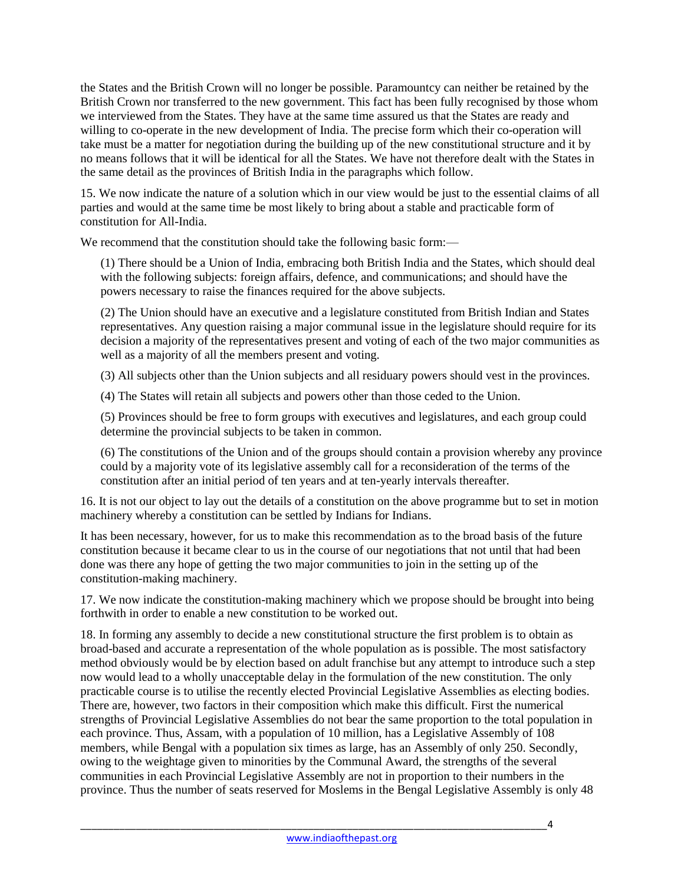the States and the British Crown will no longer be possible. Paramountcy can neither be retained by the British Crown nor transferred to the new government. This fact has been fully recognised by those whom we interviewed from the States. They have at the same time assured us that the States are ready and willing to co-operate in the new development of India. The precise form which their co-operation will take must be a matter for negotiation during the building up of the new constitutional structure and it by no means follows that it will be identical for all the States. We have not therefore dealt with the States in the same detail as the provinces of British India in the paragraphs which follow.

15. We now indicate the nature of a solution which in our view would be just to the essential claims of all parties and would at the same time be most likely to bring about a stable and practicable form of constitution for All-India.

We recommend that the constitution should take the following basic form:—

(1) There should be a Union of India, embracing both British India and the States, which should deal with the following subjects: foreign affairs, defence, and communications; and should have the powers necessary to raise the finances required for the above subjects.

(2) The Union should have an executive and a legislature constituted from British Indian and States representatives. Any question raising a major communal issue in the legislature should require for its decision a majority of the representatives present and voting of each of the two major communities as well as a majority of all the members present and voting.

(3) All subjects other than the Union subjects and all residuary powers should vest in the provinces.

(4) The States will retain all subjects and powers other than those ceded to the Union.

(5) Provinces should be free to form groups with executives and legislatures, and each group could determine the provincial subjects to be taken in common.

(6) The constitutions of the Union and of the groups should contain a provision whereby any province could by a majority vote of its legislative assembly call for a reconsideration of the terms of the constitution after an initial period of ten years and at ten-yearly intervals thereafter.

16. It is not our object to lay out the details of a constitution on the above programme but to set in motion machinery whereby a constitution can be settled by Indians for Indians.

It has been necessary, however, for us to make this recommendation as to the broad basis of the future constitution because it became clear to us in the course of our negotiations that not until that had been done was there any hope of getting the two major communities to join in the setting up of the constitution-making machinery.

17. We now indicate the constitution-making machinery which we propose should be brought into being forthwith in order to enable a new constitution to be worked out.

18. In forming any assembly to decide a new constitutional structure the first problem is to obtain as broad-based and accurate a representation of the whole population as is possible. The most satisfactory method obviously would be by election based on adult franchise but any attempt to introduce such a step now would lead to a wholly unacceptable delay in the formulation of the new constitution. The only practicable course is to utilise the recently elected Provincial Legislative Assemblies as electing bodies. There are, however, two factors in their composition which make this difficult. First the numerical strengths of Provincial Legislative Assemblies do not bear the same proportion to the total population in each province. Thus, Assam, with a population of 10 million, has a Legislative Assembly of 108 members, while Bengal with a population six times as large, has an Assembly of only 250. Secondly, owing to the weightage given to minorities by the Communal Award, the strengths of the several communities in each Provincial Legislative Assembly are not in proportion to their numbers in the province. Thus the number of seats reserved for Moslems in the Bengal Legislative Assembly is only 48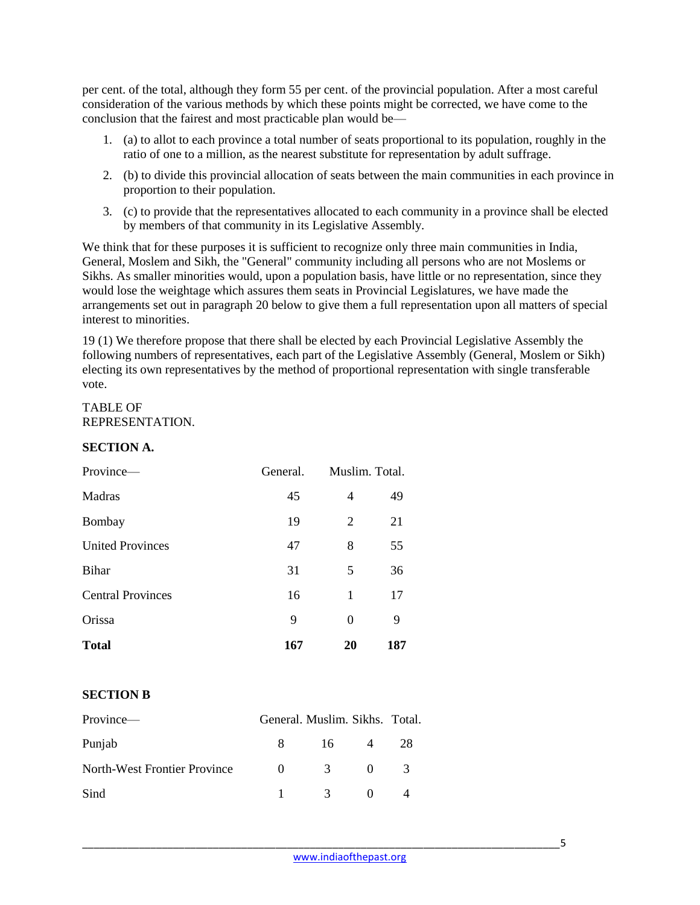per cent. of the total, although they form 55 per cent. of the provincial population. After a most careful consideration of the various methods by which these points might be corrected, we have come to the conclusion that the fairest and most practicable plan would be—

1. (a) to allot to each province a total number of seats proportional to its population, roughly in the ratio of one to a million, as the nearest substitute for representation by adult suffrage.
2. (b) to divide this provincial allocation of seats between the main communities in each province in proportion to their population.
3. (c) to provide that the representatives allocated to each community in a province shall be elected by members of that community in its Legislative Assembly.

We think that for these purposes it is sufficient to recognize only three main communities in India, General, Moslem and Sikh, the "General" community including all persons who are not Moslems or Sikhs. As smaller minorities would, upon a population basis, have little or no representation, since they would lose the weightage which assures them seats in Provincial Legislatures, we have made the arrangements set out in paragraph 20 below to give them a full representation upon all matters of special interest to minorities.

19 (1) We therefore propose that there shall be elected by each Provincial Legislative Assembly the following numbers of representatives, each part of the Legislative Assembly (General, Moslem or Sikh) electing its own representatives by the method of proportional representation with single transferable vote.

TABLE OF REPRESENTATION.

**SECTION A.**

| Province— | General. | Muslim. | Total. |
|---|---|---|---|
| Madras | 45 | 4 | 49 |
| Bombay | 19 | 2 | 21 |
| United Provinces | 47 | 8 | 55 |
| Bihar | 31 | 5 | 36 |
| Central Provinces | 16 | 1 | 17 |
| Orissa | 9 | 0 | 9 |
| **Total** | **167** | **20** | **187** |

**SECTION B**

| Province— | General. | Muslim. | Sikhs. | Total. |
|---|---|---|---|---|
| Punjab | 8 | 16 | 4 | 28 |
| North-West Frontier Province | 0 | 3 | 0 | 3 |
| Sind | 1 | 3 | 0 | 4 |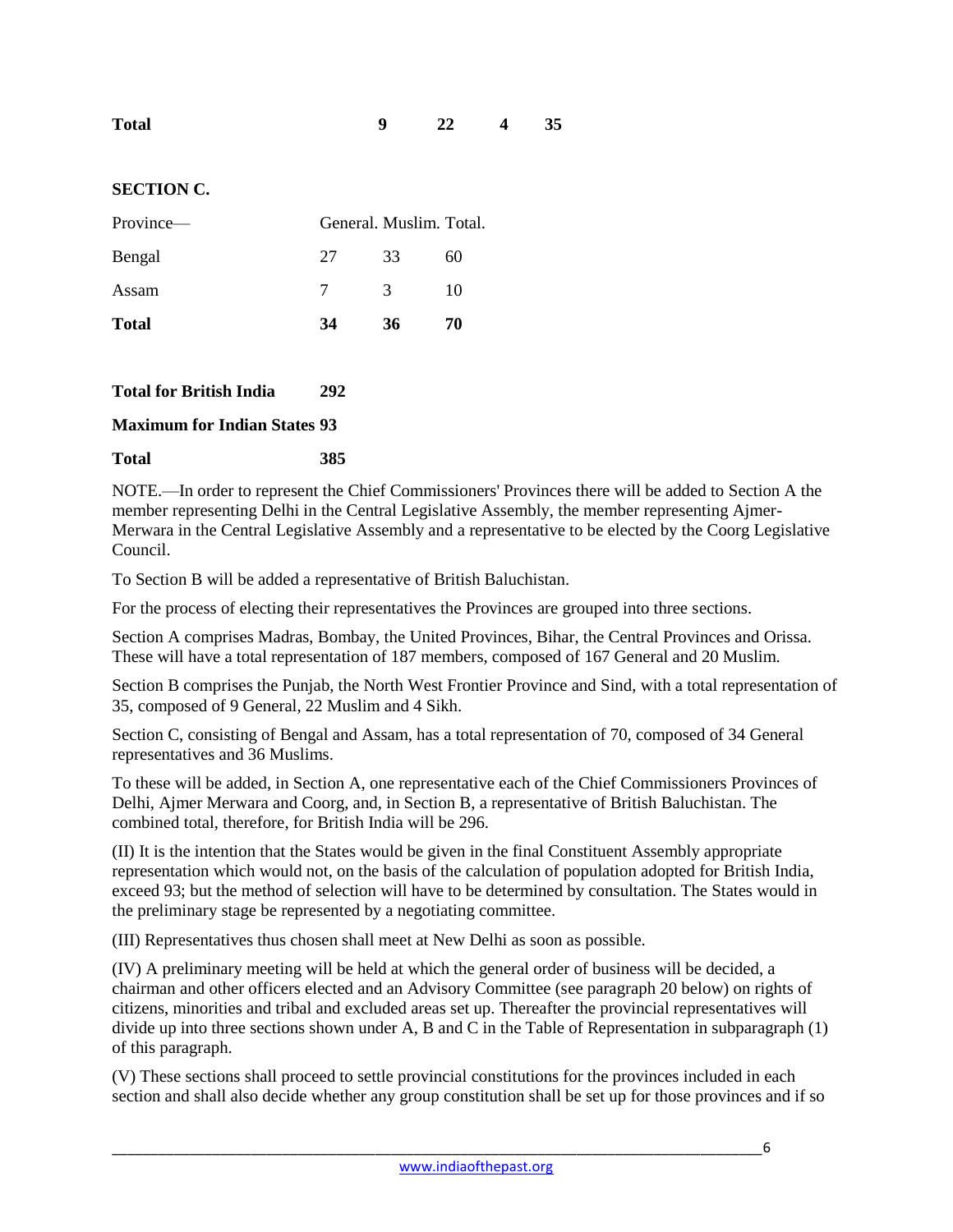| | | | | |
|---|---|---|---|---|
| **Total** | **9** | **22** | **4** | **35** |

**SECTION C.**

| Province— | General. | Muslim. | Total. |
|---|---|---|---|
| Bengal | 27 | 33 | 60 |
| Assam | 7 | 3 | 10 |
| **Total** | **34** | **36** | **70** |

| | |
|---|---|
| **Total for British India** | **292** |
| **Maximum for Indian States** | **93** |
| **Total** | **385** |

NOTE.—In order to represent the Chief Commissioners' Provinces there will be added to Section A the member representing Delhi in the Central Legislative Assembly, the member representing Ajmer-Merwara in the Central Legislative Assembly and a representative to be elected by the Coorg Legislative Council.

To Section B will be added a representative of British Baluchistan.

For the process of electing their representatives the Provinces are grouped into three sections.

Section A comprises Madras, Bombay, the United Provinces, Bihar, the Central Provinces and Orissa. These will have a total representation of 187 members, composed of 167 General and 20 Muslim.

Section B comprises the Punjab, the North West Frontier Province and Sind, with a total representation of 35, composed of 9 General, 22 Muslim and 4 Sikh.

Section C, consisting of Bengal and Assam, has a total representation of 70, composed of 34 General representatives and 36 Muslims.

To these will be added, in Section A, one representative each of the Chief Commissioners Provinces of Delhi, Ajmer Merwara and Coorg, and, in Section B, a representative of British Baluchistan. The combined total, therefore, for British India will be 296.

(II) It is the intention that the States would be given in the final Constituent Assembly appropriate representation which would not, on the basis of the calculation of population adopted for British India, exceed 93; but the method of selection will have to be determined by consultation. The States would in the preliminary stage be represented by a negotiating committee.

(III) Representatives thus chosen shall meet at New Delhi as soon as possible.

(IV) A preliminary meeting will be held at which the general order of business will be decided, a chairman and other officers elected and an Advisory Committee (see paragraph 20 below) on rights of citizens, minorities and tribal and excluded areas set up. Thereafter the provincial representatives will divide up into three sections shown under A, B and C in the Table of Representation in subparagraph (1) of this paragraph.

(V) These sections shall proceed to settle provincial constitutions for the provinces included in each section and shall also decide whether any group constitution shall be set up for those provinces and if so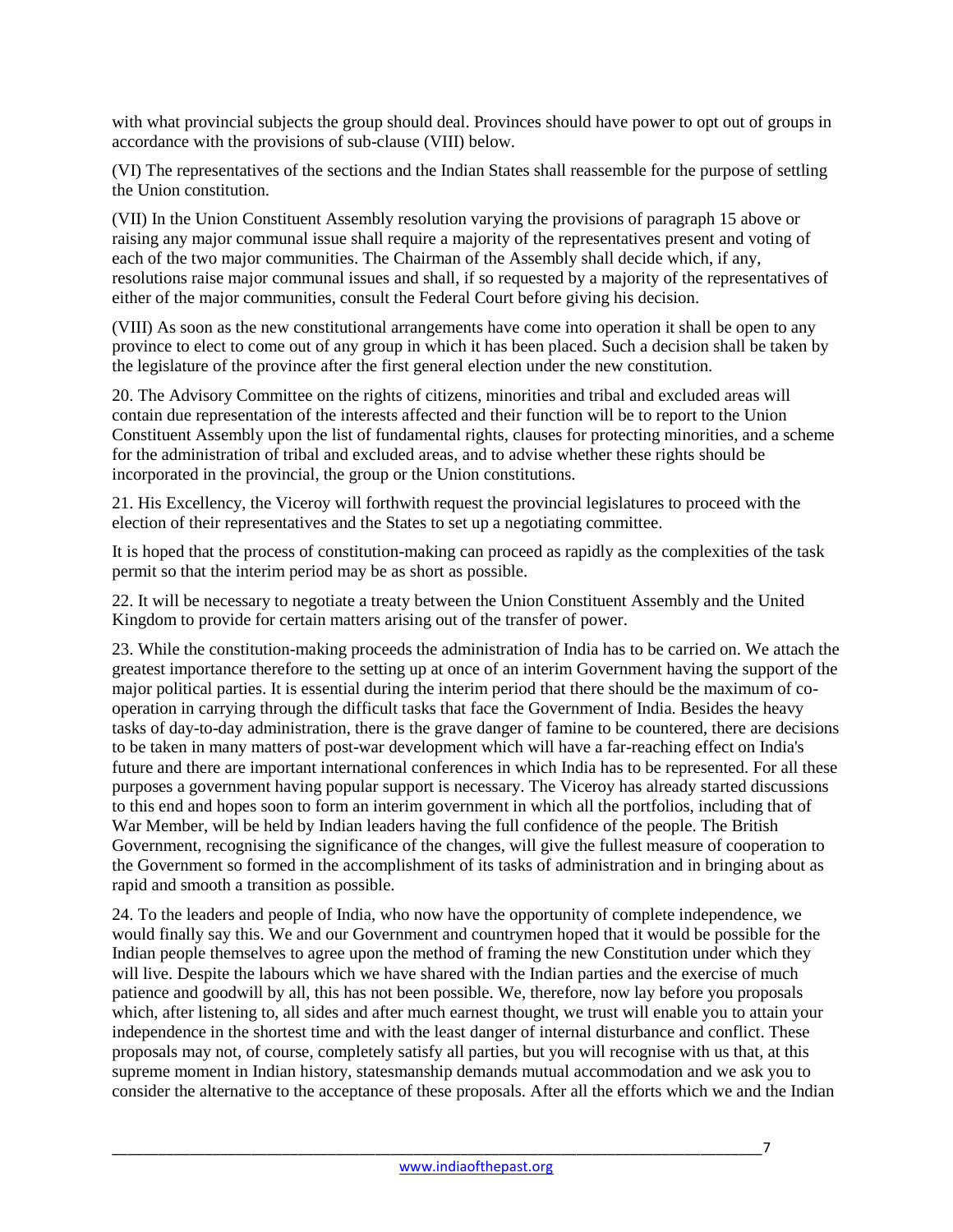with what provincial subjects the group should deal. Provinces should have power to opt out of groups in accordance with the provisions of sub-clause (VIII) below.

(VI) The representatives of the sections and the Indian States shall reassemble for the purpose of settling the Union constitution.

(VII) In the Union Constituent Assembly resolution varying the provisions of paragraph 15 above or raising any major communal issue shall require a majority of the representatives present and voting of each of the two major communities. The Chairman of the Assembly shall decide which, if any, resolutions raise major communal issues and shall, if so requested by a majority of the representatives of either of the major communities, consult the Federal Court before giving his decision.

(VIII) As soon as the new constitutional arrangements have come into operation it shall be open to any province to elect to come out of any group in which it has been placed. Such a decision shall be taken by the legislature of the province after the first general election under the new constitution.

20. The Advisory Committee on the rights of citizens, minorities and tribal and excluded areas will contain due representation of the interests affected and their function will be to report to the Union Constituent Assembly upon the list of fundamental rights, clauses for protecting minorities, and a scheme for the administration of tribal and excluded areas, and to advise whether these rights should be incorporated in the provincial, the group or the Union constitutions.

21. His Excellency, the Viceroy will forthwith request the provincial legislatures to proceed with the election of their representatives and the States to set up a negotiating committee.

It is hoped that the process of constitution-making can proceed as rapidly as the complexities of the task permit so that the interim period may be as short as possible.

22. It will be necessary to negotiate a treaty between the Union Constituent Assembly and the United Kingdom to provide for certain matters arising out of the transfer of power.

23. While the constitution-making proceeds the administration of India has to be carried on. We attach the greatest importance therefore to the setting up at once of an interim Government having the support of the major political parties. It is essential during the interim period that there should be the maximum of co-operation in carrying through the difficult tasks that face the Government of India. Besides the heavy tasks of day-to-day administration, there is the grave danger of famine to be countered, there are decisions to be taken in many matters of post-war development which will have a far-reaching effect on India's future and there are important international conferences in which India has to be represented. For all these purposes a government having popular support is necessary. The Viceroy has already started discussions to this end and hopes soon to form an interim government in which all the portfolios, including that of War Member, will be held by Indian leaders having the full confidence of the people. The British Government, recognising the significance of the changes, will give the fullest measure of cooperation to the Government so formed in the accomplishment of its tasks of administration and in bringing about as rapid and smooth a transition as possible.

24. To the leaders and people of India, who now have the opportunity of complete independence, we would finally say this. We and our Government and countrymen hoped that it would be possible for the Indian people themselves to agree upon the method of framing the new Constitution under which they will live. Despite the labours which we have shared with the Indian parties and the exercise of much patience and goodwill by all, this has not been possible. We, therefore, now lay before you proposals which, after listening to, all sides and after much earnest thought, we trust will enable you to attain your independence in the shortest time and with the least danger of internal disturbance and conflict. These proposals may not, of course, completely satisfy all parties, but you will recognise with us that, at this supreme moment in Indian history, statesmanship demands mutual accommodation and we ask you to consider the alternative to the acceptance of these proposals. After all the efforts which we and the Indian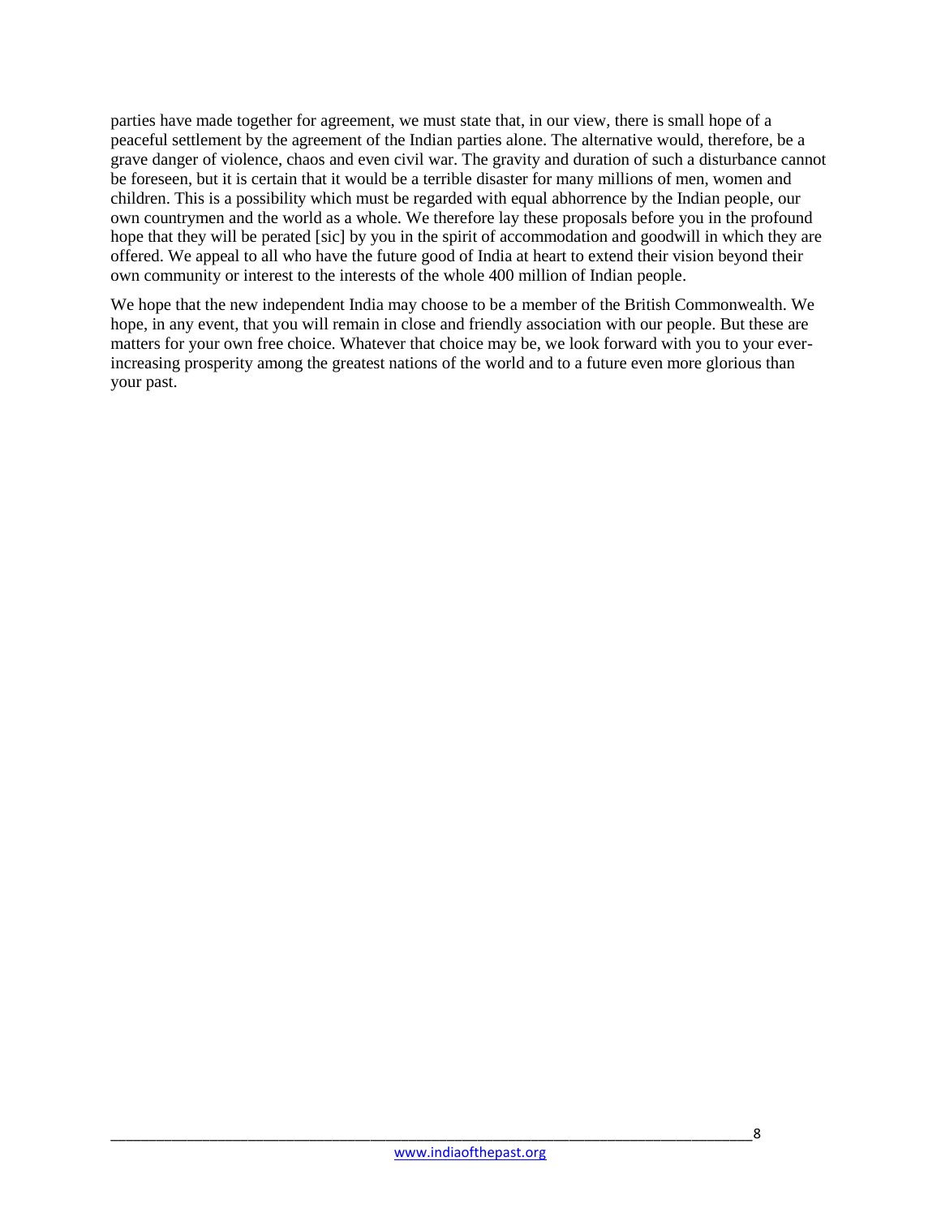parties have made together for agreement, we must state that, in our view, there is small hope of a peaceful settlement by the agreement of the Indian parties alone. The alternative would, therefore, be a grave danger of violence, chaos and even civil war. The gravity and duration of such a disturbance cannot be foreseen, but it is certain that it would be a terrible disaster for many millions of men, women and children. This is a possibility which must be regarded with equal abhorrence by the Indian people, our own countrymen and the world as a whole. We therefore lay these proposals before you in the profound hope that they will be perated [sic] by you in the spirit of accommodation and goodwill in which they are offered. We appeal to all who have the future good of India at heart to extend their vision beyond their own community or interest to the interests of the whole 400 million of Indian people.

We hope that the new independent India may choose to be a member of the British Commonwealth. We hope, in any event, that you will remain in close and friendly association with our people. But these are matters for your own free choice. Whatever that choice may be, we look forward with you to your ever-increasing prosperity among the greatest nations of the world and to a future even more glorious than your past.